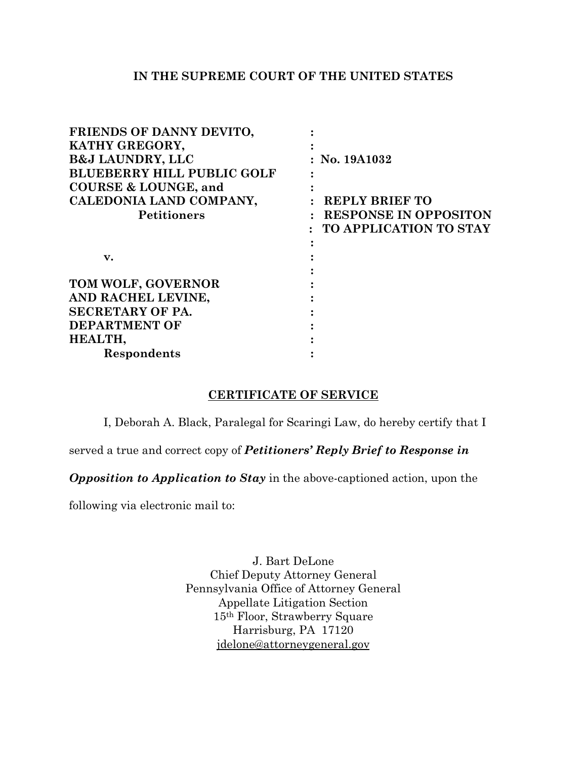**IN THE SUPREME COURT OF THE UNITED STATES**

| | | |
|---|---|---|
| **FRIENDS OF DANNY DEVITO,** | **:** | |
| **KATHY GREGORY,** | **:** | |
| **B&J LAUNDRY, LLC** | **:** | **No. 19A1032** |
| **BLUEBERRY HILL PUBLIC GOLF** | **:** | |
| **COURSE & LOUNGE, and** | **:** | |
| **CALEDONIA LAND COMPANY,** | **:** | **REPLY BRIEF TO** |
| **Petitioners** | **:** | **RESPONSE IN OPPOSITON** |
| | **:** | **TO APPLICATION TO STAY** |
| | **:** | |
| **v.** | **:** | |
| | **:** | |
| **TOM WOLF, GOVERNOR** | **:** | |
| **AND RACHEL LEVINE,** | **:** | |
| **SECRETARY OF PA.** | **:** | |
| **DEPARTMENT OF** | **:** | |
| **HEALTH,** | **:** | |
| **Respondents** | **:** | |

**CERTIFICATE OF SERVICE**

I, Deborah A. Black, Paralegal for Scaringi Law, do hereby certify that I served a true and correct copy of ***Petitioners' Reply Brief to Response in Opposition to Application to Stay*** in the above-captioned action, upon the following via electronic mail to:

J. Bart DeLone
Chief Deputy Attorney General
Pennsylvania Office of Attorney General
Appellate Litigation Section
15th Floor, Strawberry Square
Harrisburg, PA 17120
jdelone@attorneygeneral.gov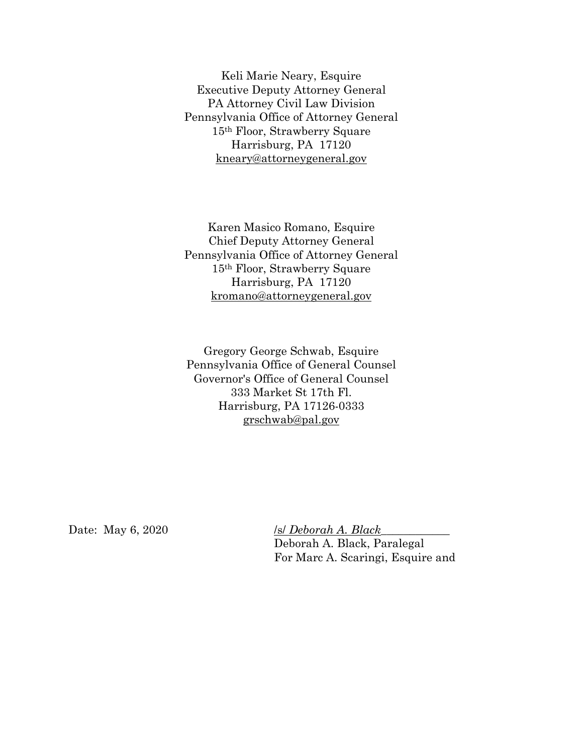Keli Marie Neary, Esquire
Executive Deputy Attorney General
PA Attorney Civil Law Division
Pennsylvania Office of Attorney General
15th Floor, Strawberry Square
Harrisburg, PA 17120
kneary@attorneygeneral.gov

Karen Masico Romano, Esquire
Chief Deputy Attorney General
Pennsylvania Office of Attorney General
15th Floor, Strawberry Square
Harrisburg, PA 17120
kromano@attorneygeneral.gov

Gregory George Schwab, Esquire
Pennsylvania Office of General Counsel
Governor's Office of General Counsel
333 Market St 17th Fl.
Harrisburg, PA 17126-0333
grschwab@pal.gov

Date: May 6, 2020

/s/ *Deborah A. Black*____________
Deborah A. Black, Paralegal
For Marc A. Scaringi, Esquire and